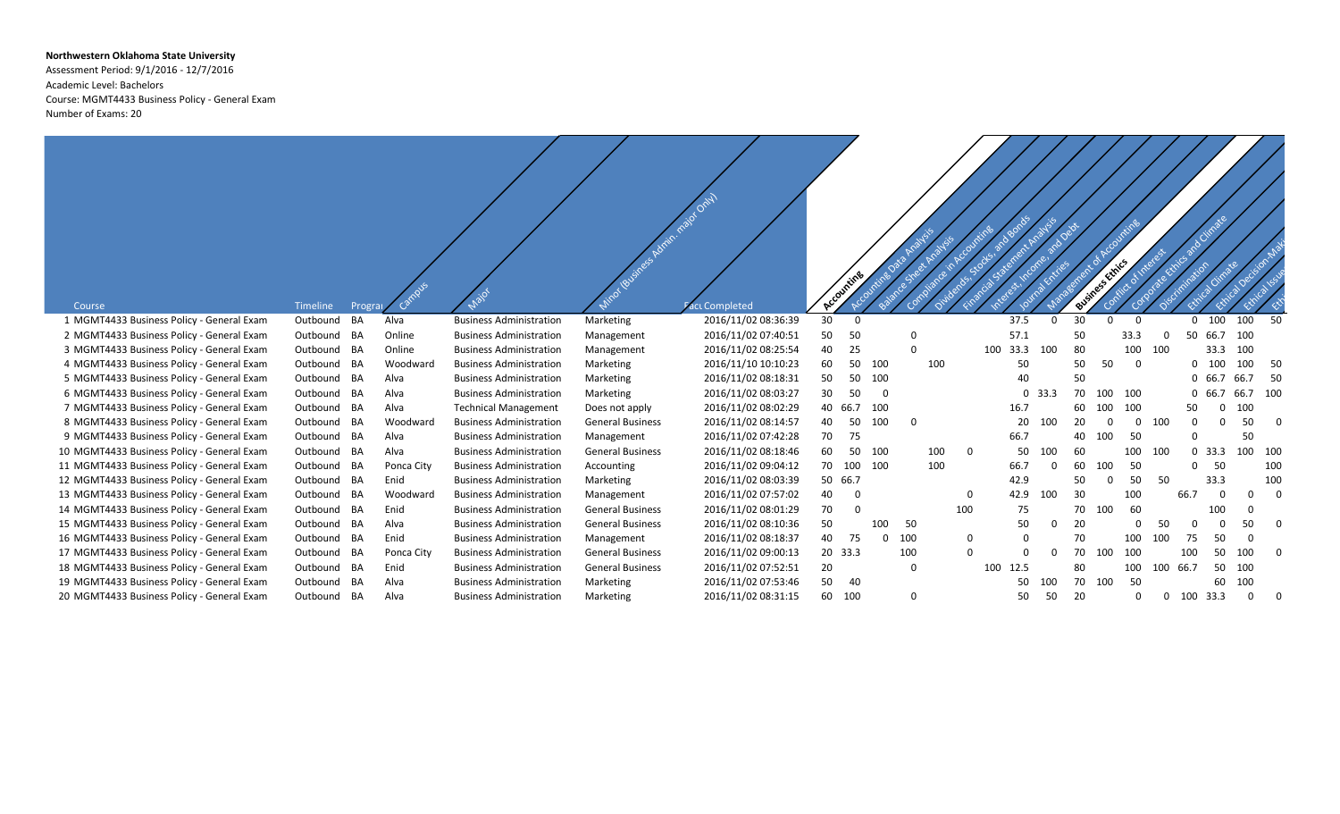**Northwestern Oklahoma State University**

Assessment Period: 9/1/2016 - 12/7/2016

Academic Level: Bachelors

Course: MGMT4433 Business Policy - General Exam

Number of Exams: 20

| | Course | Timeline | Program | Campus | Major | Minor (Business Admin. major Only) | Date Completed | Accounting | Accounting Data Analysis | Balance Sheet Analysis | Compliance in Accounting | Dividends, Stocks, and Bonds | Financial Statement Analysis | Interest, Income, and Debt | Journal Entries | Management of Accounting | Business Ethics | Conflict of Interest | Corporate Ethics and Climate | Discrimination | Ethical Climate | Ethical Decision-Mak | Ethical Issue | Eth |
|---|---|---|---|---|---|---|---|---|---|---|---|---|---|---|---|---|---|---|---|---|---|---|---|---|
| 1 | MGMT4433 Business Policy - General Exam | Outbound | BA | Alva | Business Administration | Marketing | 2016/11/02 08:36:39 | 30 | 0 | | | | | | 37.5 | 0 | 30 | 0 | 0 | | 0 | 100 | 100 | 50 |
| 2 | MGMT4433 Business Policy - General Exam | Outbound | BA | Online | Business Administration | Management | 2016/11/02 07:40:51 | 50 | 50 | | 0 | | | | 57.1 | | 50 | | 33.3 | 0 | 50 | 66.7 | 100 | |
| 3 | MGMT4433 Business Policy - General Exam | Outbound | BA | Online | Business Administration | Management | 2016/11/02 08:25:54 | 40 | 25 | | 0 | | | 100 | 33.3 | 100 | 80 | | 100 | 100 | | 33.3 | 100 | |
| 4 | MGMT4433 Business Policy - General Exam | Outbound | BA | Woodward | Business Administration | Marketing | 2016/11/10 10:10:23 | 60 | 50 | 100 | | | 100 | | 50 | | 50 | 50 | 0 | | 0 | 100 | 100 | 50 |
| 5 | MGMT4433 Business Policy - General Exam | Outbound | BA | Alva | Business Administration | Marketing | 2016/11/02 08:18:31 | 50 | 50 | 100 | | | | | 40 | | 50 | | | | | | | |
| 6 | MGMT4433 Business Policy - General Exam | Outbound | BA | Alva | Business Administration | Marketing | 2016/11/02 08:03:27 | 30 | 50 | 0 | | | | | 0 | 33.3 | 70 | 100 | 100 | | 0 | 66.7 | 66.7 | 100 |
| 7 | MGMT4433 Business Policy - General Exam | Outbound | BA | Alva | Technical Management | Does not apply | 2016/11/02 08:02:29 | 40 | 66.7 | 100 | | | | | 16.7 | | 60 | 100 | 100 | | 50 | 0 | 100 | |
| 8 | MGMT4433 Business Policy - General Exam | Outbound | BA | Woodward | Business Administration | General Business | 2016/11/02 08:14:57 | 40 | 50 | 100 | 0 | | | | 20 | 100 | 20 | 0 | 0 | 100 | 0 | 0 | 50 | 0 |
| 9 | MGMT4433 Business Policy - General Exam | Outbound | BA | Alva | Business Administration | Management | 2016/11/02 07:42:28 | 70 | 75 | | | | | | 66.7 | | 40 | 100 | 50 | | 0 | | 50 | |
| 10 | MGMT4433 Business Policy - General Exam | Outbound | BA | Alva | Business Administration | General Business | 2016/11/02 08:18:46 | 60 | 50 | 100 | | 100 | 0 | | 50 | 100 | 60 | | 100 | 100 | 0 | 33.3 | 100 | 100 |
| 11 | MGMT4433 Business Policy - General Exam | Outbound | BA | Ponca City | Business Administration | Accounting | 2016/11/02 09:04:12 | 70 | 100 | 100 | | | 100 | | 66.7 | 0 | 60 | 100 | 50 | | 0 | 50 | | 100 |
| 12 | MGMT4433 Business Policy - General Exam | Outbound | BA | Enid | Business Administration | Marketing | 2016/11/02 08:03:39 | 50 | 66.7 | | | | | | 42.9 | | 50 | 0 | 50 | 50 | | 33.3 | | 100 |
| 13 | MGMT4433 Business Policy - General Exam | Outbound | BA | Woodward | Business Administration | Management | 2016/11/02 07:57:02 | 40 | 0 | | | | 0 | | 42.9 | 100 | 30 | | 100 | | 66.7 | 0 | 0 | 0 |
| 14 | MGMT4433 Business Policy - General Exam | Outbound | BA | Enid | Business Administration | General Business | 2016/11/02 08:01:29 | 70 | 0 | | | | 100 | | 75 | | 70 | 100 | 60 | | | 100 | 0 | |
| 15 | MGMT4433 Business Policy - General Exam | Outbound | BA | Alva | Business Administration | General Business | 2016/11/02 08:10:36 | 50 | | 100 | 50 | | | | 50 | 0 | 20 | | 0 | 50 | 0 | 0 | 50 | 0 |
| 16 | MGMT4433 Business Policy - General Exam | Outbound | BA | Enid | Business Administration | Management | 2016/11/02 08:18:37 | 40 | 75 | 0 | 100 | | 0 | | 0 | | 70 | | 100 | 100 | 75 | 50 | 0 | |
| 17 | MGMT4433 Business Policy - General Exam | Outbound | BA | Ponca City | Business Administration | General Business | 2016/11/02 09:00:13 | 20 | 33.3 | | 100 | | 0 | | 0 | 0 | 70 | 100 | 100 | | 100 | 50 | 100 | 0 |
| 18 | MGMT4433 Business Policy - General Exam | Outbound | BA | Enid | Business Administration | General Business | 2016/11/02 07:52:51 | 20 | | | 0 | | | 100 | 12.5 | | 80 | | 100 | 100 | 66.7 | 50 | 100 | |
| 19 | MGMT4433 Business Policy - General Exam | Outbound | BA | Alva | Business Administration | Marketing | 2016/11/02 07:53:46 | 50 | 40 | | | | | | 50 | 100 | 70 | 100 | 50 | | | 60 | 100 | |
| 20 | MGMT4433 Business Policy - General Exam | Outbound | BA | Alva | Business Administration | Marketing | 2016/11/02 08:31:15 | 60 | 100 | | 0 | | | | 50 | 50 | 20 | | 0 | 0 | 100 | 33.3 | 0 | 0 |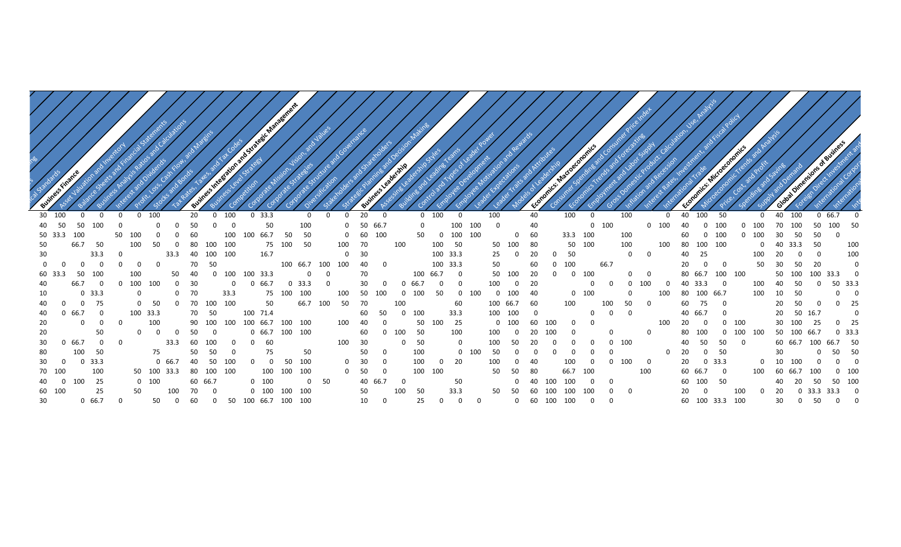| **Business Finance** | Asset Valuation and Inventory | Balance Sheets and Financial Statements | Business Analysis Ratios and Calculations | Interest and Dividends | Profit, Loss, Cash Flow, and Margins | Stocks and Bonds | Tax Rates, Taxes, and Tax Codes | **Business Integration and Strategic Management** | Business-Level Strategy | Competition | Corporate Mission, Vision, and Values | Corporate Strategies | Corporate Structure and Governance | Diversification | Stakeholders and Shareholders | Strategic Planning and Decision Making | **Business Leadership** | Assessing Leadership Styles | Building and Leading Teams | Control and Types of Leader Power | Employee Development | Employee Motivation and Rewards | Leader Expectations | Leader Traits and Attributes | Models of Leadership | **Economics: Macroeconomics** | Consumer Spending and Consumer Price Index | Economics Trends and Forecasting | Employment and Labor Supply | Gross Domestic Product: Calculation, Use, Analysis | Inflation and Recession | Interest Rates, Investment, and Fiscal Policy | International Trade | **Economics: Microeconomics** | Microeconomic Trends and Analysis | Price, Cost, and Profit | Spending and Saving | Supply and Demand | **Global Dimensions of Business** | Foreign Direct Investment and | International Corpora | International | Int |
|---|---|---|---|---|---|---|---|---|---|---|---|---|---|---|---|---|---|---|---|---|---|---|---|---|---|---|---|---|---|---|---|---|---|---|---|---|---|---|---|---|---|---|---|
| 30 | 100 | 0 | 0 | 0 | 0 | 100 | | 20 | 0 | 100 | 0 | 33.3 | 0 | 0 | | 0 | 20 | 0 | | 0 | 100 | 0 | | 100 | | 40 | | 100 | 0 | | 100 | | 0 | 40 | 100 | 50 | | 0 | 40 | 100 | 0 | 66.7 | 0 |
| 40 | 50 | 50 | 100 | 0 | | 0 | 0 | 50 | 0 | 0 | | 50 | | 100 | | 0 | 50 | 66.7 | | 0 | | 100 | 100 | 0 | | 40 | | | 0 | 100 | | 0 | 100 | 40 | 0 | 100 | 0 | 100 | 70 | 100 | 50 | 100 | 50 |
| 50 | 33.3 | 100 | | 50 | 100 | 0 | 0 | 60 | | 100 | 100 | 66.7 | 50 | 50 | | 0 | 60 | 100 | | 50 | 0 | 100 | 100 | | 0 | 60 | | 33.3 | 100 | | 100 | | | 60 | 0 | 100 | 0 | 100 | 30 | 50 | 50 | 0 | |
| 50 | | 66.7 | 50 | | 100 | 50 | 0 | 80 | 100 | 100 | | 75 | 100 | 50 | | 100 | 70 | | 100 | | 100 | 50 | | 50 | 100 | 80 | | 50 | 100 | | 100 | | 100 | 80 | 100 | 100 | | 0 | 40 | 33.3 | 50 | | 100 |
| 30 | | | 33.3 | 0 | | | 33.3 | 40 | 100 | 100 | | 16.7 | | | | 0 | 30 | | | | | 100 | 33.3 | 25 | 0 | 20 | 0 | 50 | | | 0 | 0 | | 40 | 25 | | | 100 | 20 | 0 | 0 | | 100 |
| 0 | 0 | 0 | 0 | 0 | 0 | | | 70 | 50 | | | | 100 | 66.7 | 100 | 100 | 40 | 0 | | | | 100 | 33.3 | 50 | | 60 | 0 | 100 | | 66.7 | | | | 20 | 0 | 0 | | 50 | 30 | 50 | 20 | | 0 |
| 60 | 33.3 | 50 | 100 | | 100 | | 50 | 40 | 0 | 100 | 100 | 33.3 | 0 | 0 | | | 70 | | | 100 | 66.7 | 0 | | 50 | 100 | 20 | 0 | 0 | 100 | | 0 | 0 | | 80 | 66.7 | 100 | 100 | | 50 | 100 | 100 | 33.3 | 0 |
| 40 | | 66.7 | 0 | 0 | 100 | 100 | 0 | 30 | | 0 | 0 | 66.7 | 0 | 33.3 | 0 | | 30 | 0 | | 0 | 66.7 | 0 | 0 | 100 | 0 | 20 | | | 0 | 0 | 0 | 100 | 0 | 40 | 33.3 | 0 | | 100 | 40 | 50 | 0 | 50 | 33.3 |
| 10 | | 0 | 33.3 | | 0 | | 0 | 70 | | 33.3 | | 75 | 100 | 100 | | 100 | 50 | 100 | 0 | 100 | 50 | 0 | 100 | 0 | 100 | 40 | | 0 | 100 | | 0 | | 100 | 80 | 100 | 66.7 | | 100 | 10 | 50 | | 0 | 0 |
| 40 | 0 | 0 | 75 | | 0 | 50 | 0 | 70 | 100 | 100 | | 50 | | 66.7 | 100 | 50 | 70 | | 100 | | | 60 | | 100 | 66.7 | 60 | | 100 | | 100 | 50 | 0 | | 60 | 75 | 0 | | | 20 | 50 | 0 | 0 | 25 |
| 40 | 0 | 66.7 | 0 | | 100 | 33.3 | | 70 | 50 | | 100 | 71.4 | | | | | 60 | 50 | 0 | 100 | | 33.3 | | 100 | 100 | 0 | | | 0 | 0 | 0 | | | 40 | 66.7 | 0 | | | 20 | 50 | 16.7 | | 0 |
| 20 | | 0 | 0 | 0 | | 100 | | 90 | 100 | 100 | 100 | 66.7 | 100 | 100 | | 100 | 40 | 0 | | 50 | 100 | 25 | | 0 | 100 | 60 | 100 | 0 | 0 | | | | 100 | 20 | 0 | 0 | 100 | 100 | 30 | 100 | 25 | 0 | 25 |
| 20 | | | 50 | 0 | | 0 | 0 | 50 | 0 | | 0 | 66.7 | 100 | 100 | | | 60 | 0 | 100 | 50 | | 100 | | 100 | 0 | 20 | 100 | 0 | | 0 | | | 0 | 80 | 100 | 0 | 100 | 100 | 50 | 100 | 66.7 | 0 | 33.3 |
| 30 | 0 | 66.7 | 0 | 0 | | | 33.3 | 60 | 100 | 0 | 0 | 60 | | | | 100 | 30 | | 0 | | 50 | | 0 | 100 | 50 | 20 | 0 | 0 | 0 | 0 | 100 | | | 40 | 50 | 50 | | 0 | 60 | 66.7 | 100 | 66.7 | 50 |
| 80 | 100 | 50 | | | 75 | | | 50 | 50 | 0 | | 75 | | 50 | | | 50 | 0 | | 100 | | | | 0 | 100 | 50 | 0 | 0 | 0 | 0 | 0 | | 0 | 20 | 0 | 50 | | | 30 | | 0 | 50 | 50 |
| 30 | 0 | 0 | 33.3 | | | 0 | 66.7 | 40 | 50 | 100 | 0 | 0 | 50 | 100 | | 0 | 30 | 0 | | 100 | 0 | 20 | | 100 | 0 | 40 | | 100 | 0 | | 0 | 100 | 0 | 20 | 0 | 33.3 | | 0 | 10 | 100 | 0 | 0 | 0 |
| 70 | 100 | | 100 | | 50 | 100 | 33.3 | 80 | 100 | 100 | | 100 | 100 | 100 | | 0 | 50 | 0 | | 100 | 100 | | | 50 | 50 | 80 | | 66.7 | 100 | | | | 100 | 60 | 66.7 | 0 | | 100 | 60 | 66.7 | 100 | 0 | 100 |
| 40 | 0 | 100 | 25 | | 0 | 100 | | 60 | 66.7 | | 0 | 100 | | 0 | 50 | | 40 | 66.7 | 0 | | | 50 | | | 0 | 40 | 100 | 100 | 0 | 0 | | | | 60 | 100 | 50 | | | 40 | 20 | 50 | 50 | 100 |
| 60 | 100 | | 25 | | 50 | | 100 | 70 | 0 | | 0 | 100 | 100 | 100 | | | 50 | | 100 | 50 | | 33.3 | | 50 | 50 | 60 | 100 | 100 | 100 | 0 | 0 | | | 20 | 0 | | 100 | 0 | 20 | 0 | 33.3 | 33.3 | 0 |
| 30 | | 0 | 66.7 | 0 | | 50 | 0 | 60 | 0 | 50 | 100 | 66.7 | 100 | 100 | | | 10 | 0 | | 25 | 0 | 0 | 0 | | 0 | 60 | 100 | 100 | 0 | 0 | | | | 60 | 100 | 33.3 | 100 | | 30 | 0 | 50 | 0 | 0 |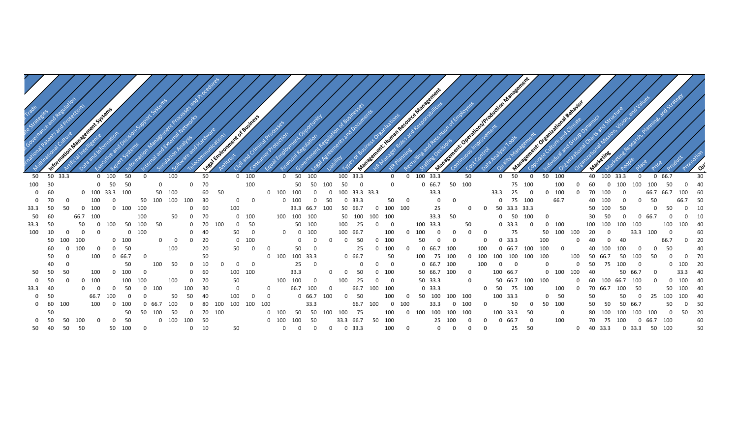| Trade | te Strategies | l Governance and Regulation | rnational Patents and Protections | Multinational Culture | Information Management Systems | Artificial Intelligence | Data and Information | Executive and Decision-Support Systems | Expert Systems | Information Management Processes and Procedures | Internal and External Networks | Simulation Analysis | Software and Hardware | Telecommunications | Legal Environment of Business | Antitrust | Civil and Criminal Processes | Consumer Protection | Equal Employment Opportunity | Financial Regulation | Government Regulation of Businesses | Legal Agreements and Documents | Liability | Types of Business Organizations | Management: Human Resource Management | HR Manager Roles and Responsibilities | HR Planning | Recruiting and Retention of Employees | Staffing Decisions | Management: Operations/Production Management | Continuous Improvement | Cost Control | Data Analysis Tools | Quality Management | Management: Organizational Behavior | Coporate Culture and Climate | Individual and Group Dynamics | Organizational Charts and Structure | Organizational Mission, Vision, and Values | Marketing | Marketing Research, Planning, and Strategy | People | Place | Price | Product | Promotion | Qu |
|---|---|---|---|---|---|---|---|---|---|---|---|---|---|---|---|---|---|---|---|---|---|---|---|---|---|---|---|---|---|---|---|---|---|---|---|---|---|---|---|---|---|---|---|---|---|---|---|
| | | | | 50 | 50 | 33.3 | | 0 | 100 | 50 | 0 | | 100 | | 50 | | 0 | 100 | | 0 | 50 | 100 | | 100 | 33.3 | | 0 | 0 | 100 | 33.3 | | 50 | | 0 | 50 | 0 | 50 | 100 | | 40 | 100 | 33.3 | 0 | 0 | 66.7 | | 30 |
| | | | | 100 | 30 | | | 0 | 50 | 50 | | 0 | | 0 | 70 | | | 100 | | | 50 | 50 | 100 | 50 | 0 | | 0 | | 0 | 66.7 | 50 | 100 | | | 75 | 100 | | 100 | 0 | 60 | 0 | 100 | 100 | 100 | 50 | 0 | 40 |
| | | | | 0 | 60 | | 0 | 100 | 33.3 | 100 | | 50 | 100 | | 60 | 50 | | | 0 | 100 | 100 | | 0 | 100 | 33.3 | 33.3 | | | | 33.3 | | | | 33.3 | 25 | 0 | 0 | 100 | 0 | 70 | 100 | 0 | | 66.7 | 66.7 | 100 | 60 |
| | | | | 0 | 70 | 0 | | 100 | 0 | | 50 | 100 | 100 | 100 | 30 | | 0 | 0 | | 0 | 100 | 0 | 50 | 0 | 33.3 | | 50 | 0 | | 0 | 0 | | | 0 | 75 | 100 | | 66.7 | | 40 | 100 | 0 | 0 | 50 | | 66.7 | 50 |
| | | | | 33.3 | 50 | 50 | 0 | 100 | 0 | 100 | 100 | | | 0 | 60 | 100 | | | | 33.3 | 66.7 | 100 | | 50 | 66.7 | 0 | 100 | 100 | | 25 | | 0 | 0 | 50 | 33.3 | 33.3 | | | | 50 | 100 | 50 | | 0 | 50 | 0 | 10 |
| | | | | 50 | 60 | | 66.7 | 100 | | | 100 | | 50 | 0 | 70 | | 0 | 100 | 100 | 100 | 100 | | 50 | 100 | 100 | 100 | | | | 33.3 | 50 | | | 0 | 50 | 100 | 0 | | | 30 | 50 | 0 | 0 | 66.7 | 0 | 0 | 10 |
| | | | | 33.3 | 50 | | 50 | 0 | 100 | 50 | 100 | 50 | | 0 | 70 | 100 | 0 | 50 | | | 50 | 100 | | 100 | 25 | 0 | 0 | | 100 | 33.3 | | 50 | | 0 | 33.3 | 0 | 0 | 100 | | 100 | 100 | 100 | 100 | | 100 | 100 | 40 |
| | | | | 100 | 10 | 0 | 0 | 0 | | 0 | 100 | | | 0 | 40 | | 50 | 0 | 0 | | 0 | 100 | | 100 | 66.7 | | 100 | 0 | 100 | 0 | 0 | 0 | 0 | | 75 | | 50 | 100 | 100 | 20 | 0 | | 33.3 | 100 | 0 | | 60 |
| | | | | | 50 | 100 | 100 | | 0 | 100 | | 0 | 0 | 0 | 20 | | 0 | 100 | | | 0 | 0 | 0 | 0 | 50 | | | | 50 | 0 | | | | 0 | 33.3 | | 100 | | 0 | 40 | 0 | 40 | | | 66.7 | 0 | 20 |
| | | | | | 60 | 0 | 100 | 0 | 0 | 50 | | | 100 | 0 | 20 | | 50 | 0 | 0 | | 50 | 0 | | 25 | 0 | 100 | | 0 | 0 | 66.7 | 100 | 100 | 0 | 66.7 | 100 | 100 | 0 | | | 40 | 100 | 100 | 0 | 0 | 50 | | 40 |
| | | | | | 50 | 0 | 100 | 0 | 66.7 | | 0 | | | | 50 | | | | 0 | 100 | 100 | 33.3 | | 0 | 66.7 | | 50 | 100 | 75 | 100 | | 0 | 100 | 100 | 100 | | | | 100 | 50 | 66.7 | 50 | 100 | 50 | 0 | 0 | 70 |
| | | | | | 40 | 0 | | | | 50 | | | 50 | 0 | 10 | 0 | 0 | 0 | | 25 | 0 | | 0 | 0 | 0 | | | 0 | 66.7 | 100 | | 100 | | 0 | | | | | 0 | 50 | 75 | 100 | 0 | | 0 | 100 | 20 |
| | | | | 50 | 50 | | | 100 | 0 | 100 | | | | 0 | 60 | 100 | 100 | | | 33.3 | | | 0 | 0 | 50 | | 0 | 100 | 50 | 66.7 | 100 | 0 | | 33.3 | | | 0 | 100 | 100 | 40 | | 50 | 66.7 | 0 | | 33.3 | 40 |
| | | | | 0 | 50 | 0 | | 0 | 100 | | | 100 | 100 | 0 | 70 | | 50 | | | 100 | 25 | 0 | 0 | | 100 | | 0 | 50 | 33.3 | | | 100 | 100 | 0 | 50 | | | 100 | 0 | 60 | 100 | 66.7 | 100 | 0 | 0 | 100 | 40 |
| | | | | 33.3 | 40 | | 0 | | 0 | 50 | 0 | 100 | | 100 | 30 | 0 | | | 0 | 66.7 | 100 | 0 | | 66.7 | 100 | 100 | | | 0 | 33.3 | | 0 | 50 | 75 | 100 | | | 100 | 0 | 70 | 66.7 | 100 | 50 | | 50 | 100 | 40 |
| | | | | 0 | 50 | | 66.7 | 100 | 0 | | 0 | 50 | 50 | | 40 | 100 | 0 | 0 | | 0 | 66.7 | 100 | 0 | 50 | | 100 | 0 | 50 | 100 | 100 | 100 | | 100 | 33.3 | | | 0 | 50 | | 50 | | 50 | 0 | 25 | 100 | 100 | 40 |
| | | | | 0 | 60 | 100 | | 100 | | | 0 | 66.7 | 100 | 0 | 80 | 100 | | | | 100 | 100 | 100 | | 33.3 | 66.7 | 100 | 0 | 100 | | 50 | 0 | 0 | | | 50 | 100 | | | | 50 | 50 | 66.7 | 0 | | | | 50 |
| | | | | | 50 | | | | | 50 | 50 | 100 | 0 | 100 | 70 | 100 | | | 0 | 100 | 50 | 50 | 100 | 100 | 75 | | 100 | 0 | 100 | 100 | 100 | | 100 | 33.3 | 50 | | 0 | | | 80 | 100 | 100 | 100 | 100 | 0 | 50 | 20 |
| | | | | 0 | 50 | 50 | 100 | 0 | 0 | 50 | | 0 | 100 | 100 | 50 | | | | 0 | 100 | 100 | 50 | | 33.3 | 66.7 | 50 | 100 | | | 25 | 100 | 0 | 0 | 0 | 66.7 | 0 | | 100 | | 70 | 75 | 100 | 0 | 66.7 | 100 | | 60 |
| | | | | 50 | 40 | 50 | 50 | | 50 | 100 | 0 | | | 0 | 10 | | 50 | | | 0 | 0 | 0 | 0 | 0 | 33.3 | | 100 | 0 | | 0 | 0 | 0 | 0 | | 25 | 50 | | | 0 | 40 | 33.3 | | 0 | 33.3 | 50 | 100 | 50 |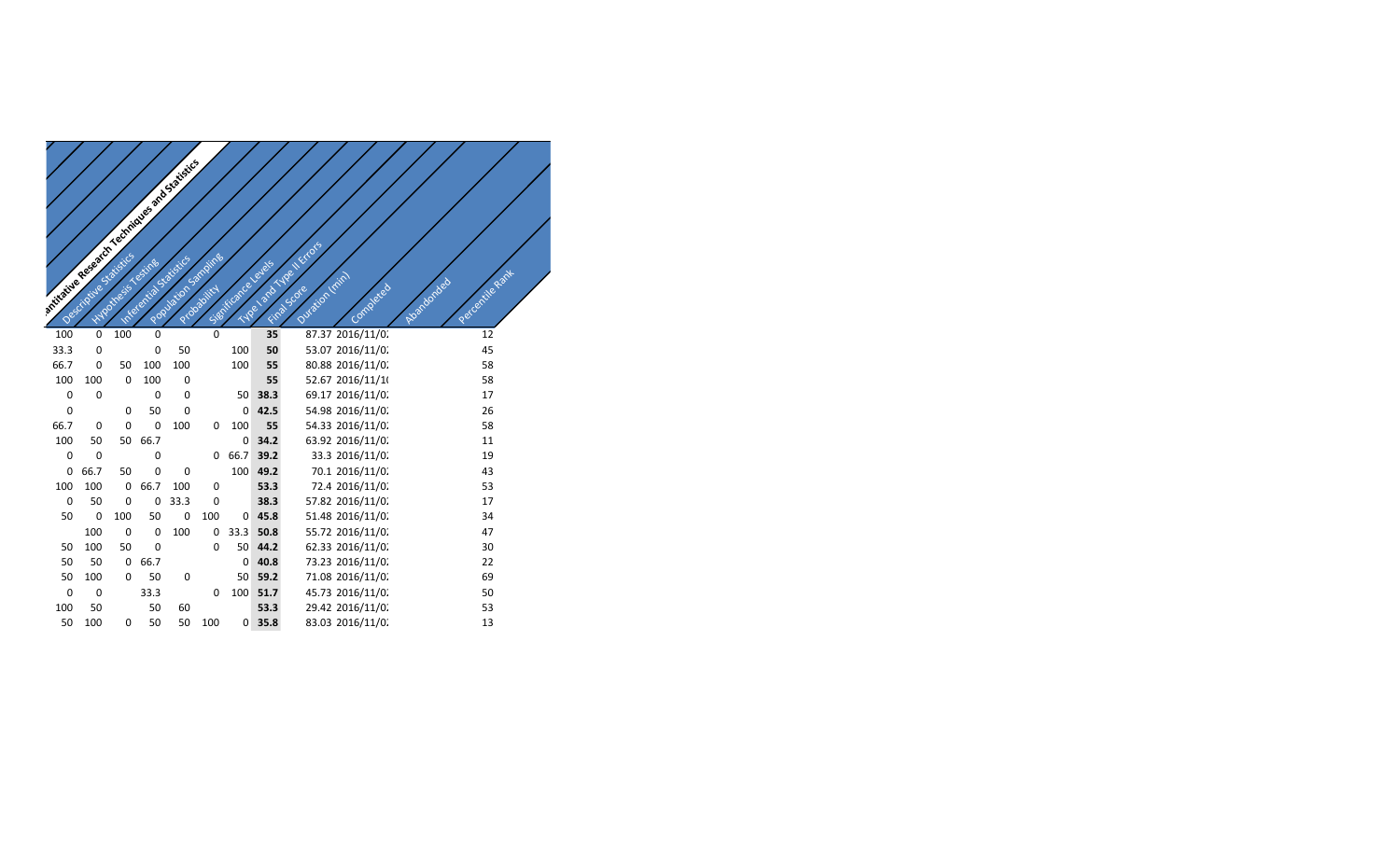antitative Research Techniques and Statistics

| Descriptive Statistics | Hypothesis Testing | Inferential Statistics | Population Sampling | Probability | Significance Levels | Type I and Type II Errors | Final Score | Duration (min) | Completed | Abandonded | Percentile Rank |
|---|---|---|---|---|---|---|---|---|---|---|---|
| 100 | 0 | 100 | 0 | | 0 | | **35** | 87.37 | 2016/11/0 | | 12 |
| 33.3 | 0 | | 0 | 50 | | 100 | **50** | 53.07 | 2016/11/0 | | 45 |
| 66.7 | 0 | 50 | 100 | 100 | | 100 | **55** | 80.88 | 2016/11/0 | | 58 |
| 100 | 100 | 0 | 100 | 0 | | | **55** | 52.67 | 2016/11/1 | | 58 |
| 0 | 0 | | 0 | 0 | | 50 | **38.3** | 69.17 | 2016/11/0 | | 17 |
| 0 | | 0 | 50 | 0 | | 0 | **42.5** | 54.98 | 2016/11/0 | | 26 |
| 66.7 | 0 | 0 | 0 | 100 | 0 | 100 | **55** | 54.33 | 2016/11/0 | | 58 |
| 100 | 50 | 50 | 66.7 | | | 0 | **34.2** | 63.92 | 2016/11/0 | | 11 |
| 0 | 0 | | 0 | | 0 | 66.7 | **39.2** | 33.3 | 2016/11/0 | | 19 |
| 0 | 66.7 | 50 | 0 | 0 | | 100 | **49.2** | 70.1 | 2016/11/0 | | 43 |
| 100 | 100 | 0 | 66.7 | 100 | 0 | | **53.3** | 72.4 | 2016/11/0 | | 53 |
| 0 | 50 | 0 | 0 | 33.3 | 0 | | **38.3** | 57.82 | 2016/11/0 | | 17 |
| 50 | 0 | 100 | 50 | 0 | 100 | 0 | **45.8** | 51.48 | 2016/11/0 | | 34 |
| | 100 | 0 | 0 | 100 | 0 | 33.3 | **50.8** | 55.72 | 2016/11/0 | | 47 |
| 50 | 100 | 50 | 0 | | 0 | 50 | **44.2** | 62.33 | 2016/11/0 | | 30 |
| 50 | 50 | 0 | 66.7 | | | 0 | **40.8** | 73.23 | 2016/11/0 | | 22 |
| 50 | 100 | 0 | 50 | 0 | | 50 | **59.2** | 71.08 | 2016/11/0 | | 69 |
| 0 | 0 | | 33.3 | | 0 | 100 | **51.7** | 45.73 | 2016/11/0 | | 50 |
| 100 | 50 | | 50 | 60 | | | **53.3** | 29.42 | 2016/11/0 | | 53 |
| 50 | 100 | 0 | 50 | 50 | 100 | 0 | **35.8** | 83.03 | 2016/11/0 | | 13 |